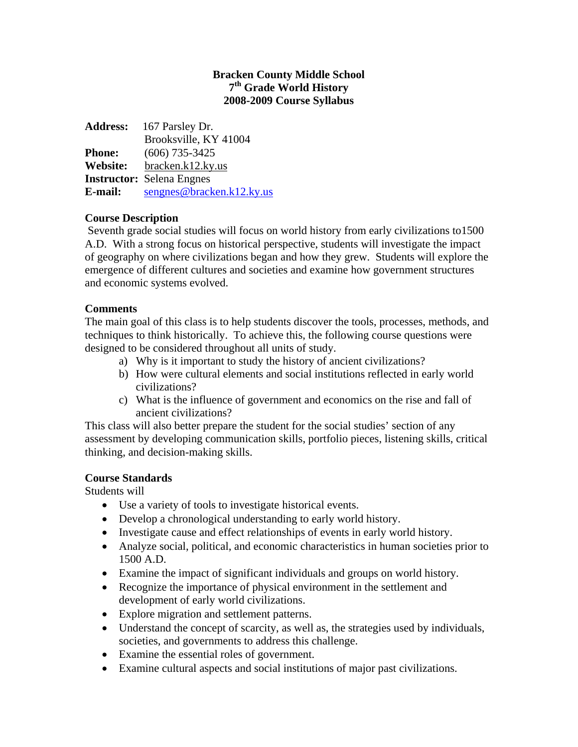**Bracken County Middle School**
**7th Grade World History**
**2008-2009 Course Syllabus**

**Address:** 167 Parsley Dr.
Brooksville, KY 41004
**Phone:** (606) 735-3425
**Website:** bracken.k12.ky.us
**Instructor:** Selena Engnes
**E-mail:** sengnes@bracken.k12.ky.us

### Course Description

Seventh grade social studies will focus on world history from early civilizations to1500 A.D. With a strong focus on historical perspective, students will investigate the impact of geography on where civilizations began and how they grew. Students will explore the emergence of different cultures and societies and examine how government structures and economic systems evolved.

### Comments

The main goal of this class is to help students discover the tools, processes, methods, and techniques to think historically. To achieve this, the following course questions were designed to be considered throughout all units of study.

a) Why is it important to study the history of ancient civilizations?
b) How were cultural elements and social institutions reflected in early world civilizations?
c) What is the influence of government and economics on the rise and fall of ancient civilizations?

This class will also better prepare the student for the social studies' section of any assessment by developing communication skills, portfolio pieces, listening skills, critical thinking, and decision-making skills.

### Course Standards

Students will

- Use a variety of tools to investigate historical events.
- Develop a chronological understanding to early world history.
- Investigate cause and effect relationships of events in early world history.
- Analyze social, political, and economic characteristics in human societies prior to 1500 A.D.
- Examine the impact of significant individuals and groups on world history.
- Recognize the importance of physical environment in the settlement and development of early world civilizations.
- Explore migration and settlement patterns.
- Understand the concept of scarcity, as well as, the strategies used by individuals, societies, and governments to address this challenge.
- Examine the essential roles of government.
- Examine cultural aspects and social institutions of major past civilizations.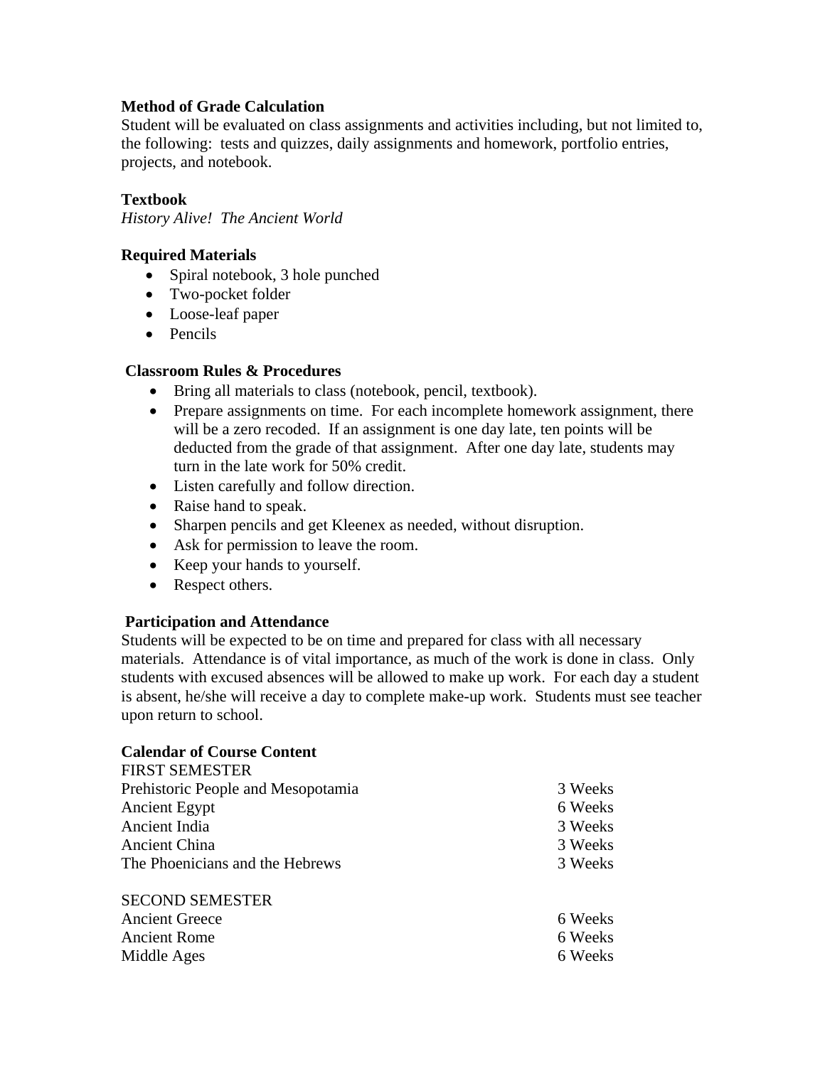**Method of Grade Calculation**
Student will be evaluated on class assignments and activities including, but not limited to, the following: tests and quizzes, daily assignments and homework, portfolio entries, projects, and notebook.

**Textbook**
*History Alive! The Ancient World*

**Required Materials**

- Spiral notebook, 3 hole punched
- Two-pocket folder
- Loose-leaf paper
- Pencils

**Classroom Rules & Procedures**

- Bring all materials to class (notebook, pencil, textbook).
- Prepare assignments on time. For each incomplete homework assignment, there will be a zero recoded. If an assignment is one day late, ten points will be deducted from the grade of that assignment. After one day late, students may turn in the late work for 50% credit.
- Listen carefully and follow direction.
- Raise hand to speak.
- Sharpen pencils and get Kleenex as needed, without disruption.
- Ask for permission to leave the room.
- Keep your hands to yourself.
- Respect others.

**Participation and Attendance**
Students will be expected to be on time and prepared for class with all necessary materials. Attendance is of vital importance, as much of the work is done in class. Only students with excused absences will be allowed to make up work. For each day a student is absent, he/she will receive a day to complete make-up work. Students must see teacher upon return to school.

**Calendar of Course Content**

| | |
|---|---|
| FIRST SEMESTER | |
| Prehistoric People and Mesopotamia | 3 Weeks |
| Ancient Egypt | 6 Weeks |
| Ancient India | 3 Weeks |
| Ancient China | 3 Weeks |
| The Phoenicians and the Hebrews | 3 Weeks |
| SECOND SEMESTER | |
| Ancient Greece | 6 Weeks |
| Ancient Rome | 6 Weeks |
| Middle Ages | 6 Weeks |